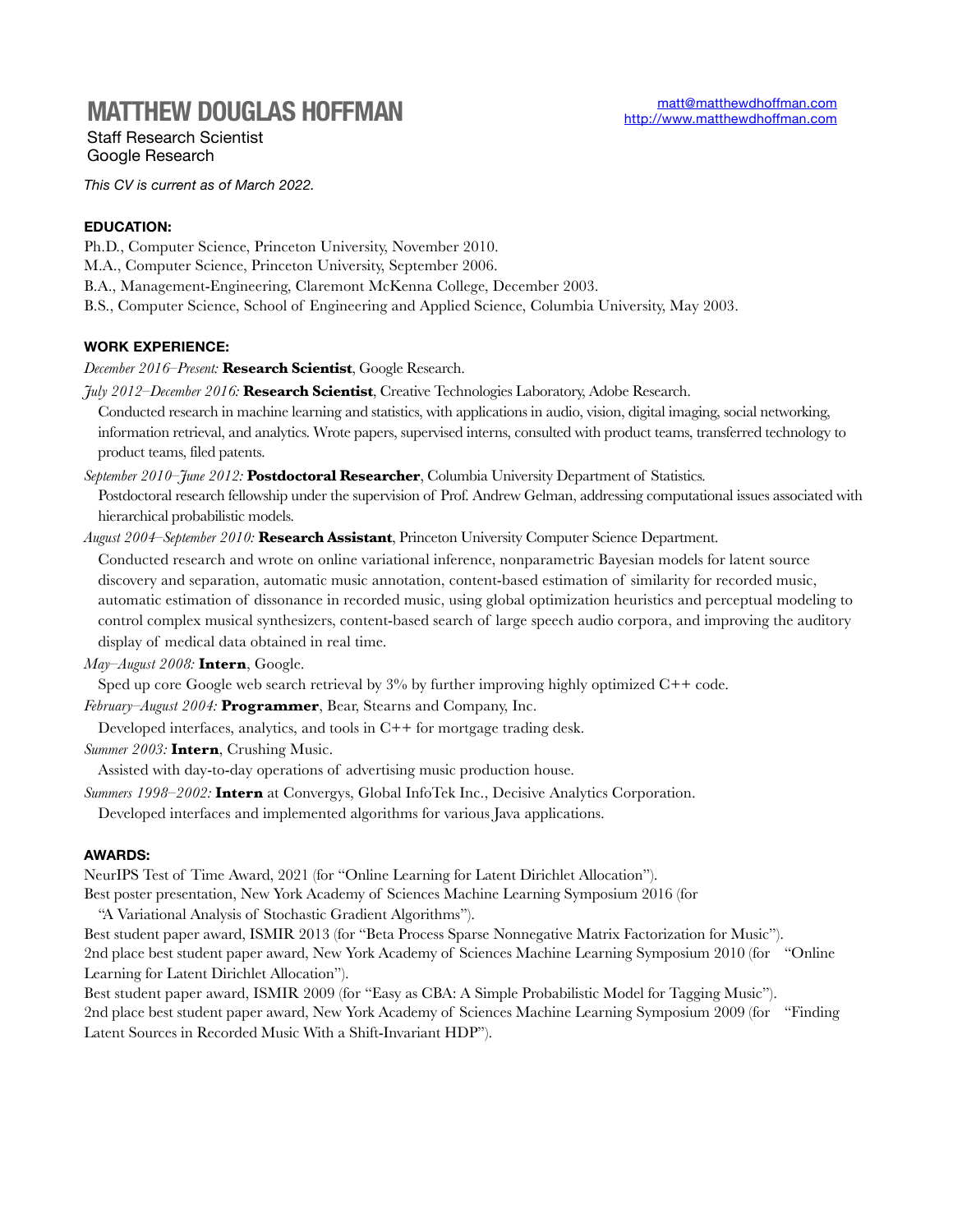# MATTHEW DOUGLAS HOFFMAN

matt@matthewdhoffman.com
http://www.matthewdhoffman.com

Staff Research Scientist
Google Research

*This CV is current as of March 2022.*

### EDUCATION:

Ph.D., Computer Science, Princeton University, November 2010.
M.A., Computer Science, Princeton University, September 2006.
B.A., Management-Engineering, Claremont McKenna College, December 2003.
B.S., Computer Science, School of Engineering and Applied Science, Columbia University, May 2003.

### WORK EXPERIENCE:

*December 2016–Present:* **Research Scientist**, Google Research.

*July 2012–December 2016:* **Research Scientist**, Creative Technologies Laboratory, Adobe Research.
Conducted research in machine learning and statistics, with applications in audio, vision, digital imaging, social networking, information retrieval, and analytics. Wrote papers, supervised interns, consulted with product teams, transferred technology to product teams, filed patents.

*September 2010–June 2012:* **Postdoctoral Researcher**, Columbia University Department of Statistics.
Postdoctoral research fellowship under the supervision of Prof. Andrew Gelman, addressing computational issues associated with hierarchical probabilistic models.

*August 2004–September 2010:* **Research Assistant**, Princeton University Computer Science Department.
Conducted research and wrote on online variational inference, nonparametric Bayesian models for latent source discovery and separation, automatic music annotation, content-based estimation of similarity for recorded music, automatic estimation of dissonance in recorded music, using global optimization heuristics and perceptual modeling to control complex musical synthesizers, content-based search of large speech audio corpora, and improving the auditory display of medical data obtained in real time.

*May–August 2008:* **Intern**, Google.
Sped up core Google web search retrieval by 3% by further improving highly optimized C++ code.

*February–August 2004:* **Programmer**, Bear, Stearns and Company, Inc.
Developed interfaces, analytics, and tools in C++ for mortgage trading desk.

*Summer 2003:* **Intern**, Crushing Music.
Assisted with day-to-day operations of advertising music production house.

*Summers 1998–2002:* **Intern** at Convergys, Global InfoTek Inc., Decisive Analytics Corporation.
Developed interfaces and implemented algorithms for various Java applications.

### AWARDS:

NeurIPS Test of Time Award, 2021 (for "Online Learning for Latent Dirichlet Allocation").
Best poster presentation, New York Academy of Sciences Machine Learning Symposium 2016 (for "A Variational Analysis of Stochastic Gradient Algorithms").
Best student paper award, ISMIR 2013 (for "Beta Process Sparse Nonnegative Matrix Factorization for Music").
2nd place best student paper award, New York Academy of Sciences Machine Learning Symposium 2010 (for "Online Learning for Latent Dirichlet Allocation").
Best student paper award, ISMIR 2009 (for "Easy as CBA: A Simple Probabilistic Model for Tagging Music").
2nd place best student paper award, New York Academy of Sciences Machine Learning Symposium 2009 (for "Finding Latent Sources in Recorded Music With a Shift-Invariant HDP").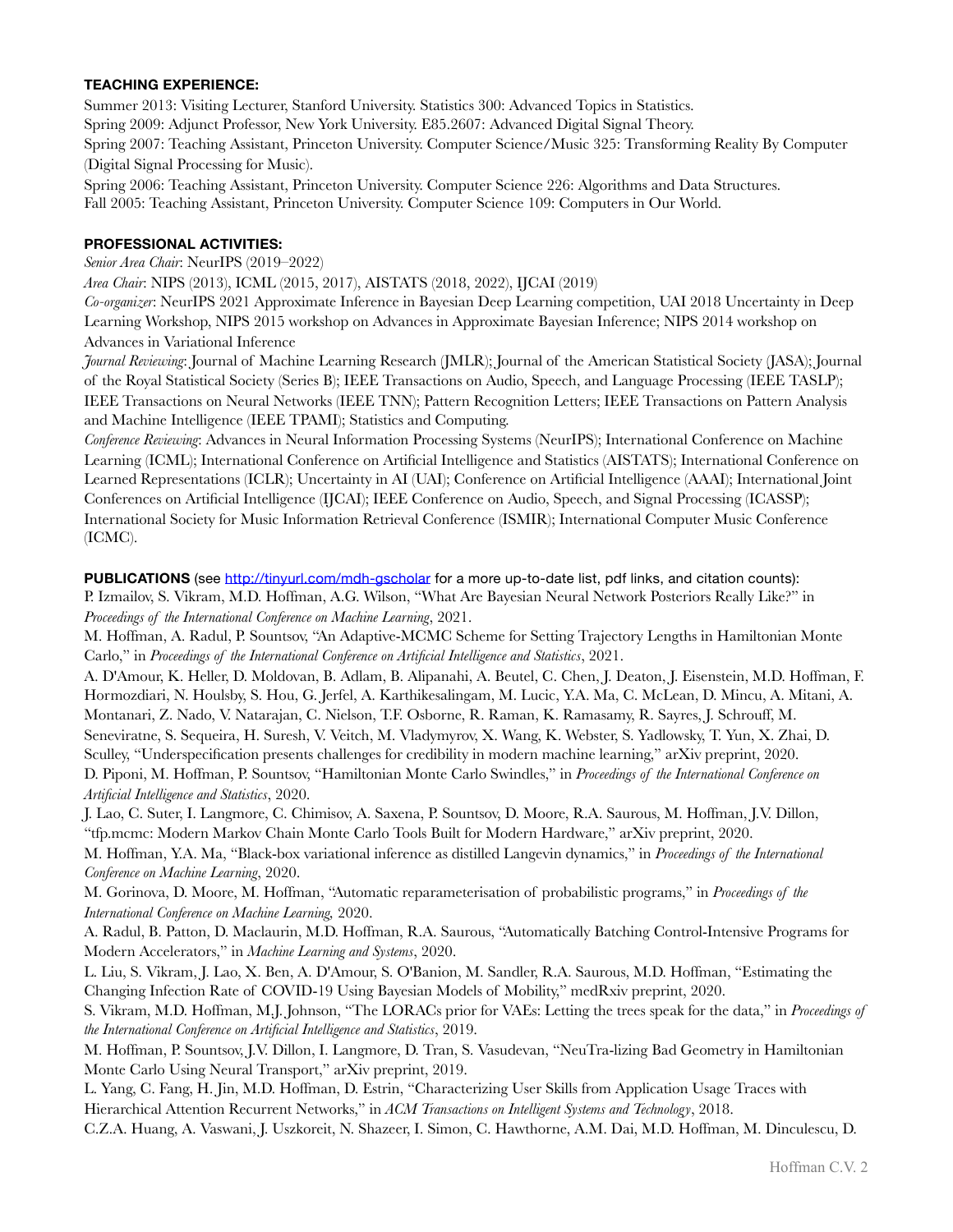**TEACHING EXPERIENCE:**

Summer 2013: Visiting Lecturer, Stanford University. Statistics 300: Advanced Topics in Statistics.
Spring 2009: Adjunct Professor, New York University. E85.2607: Advanced Digital Signal Theory.
Spring 2007: Teaching Assistant, Princeton University. Computer Science/Music 325: Transforming Reality By Computer (Digital Signal Processing for Music).
Spring 2006: Teaching Assistant, Princeton University. Computer Science 226: Algorithms and Data Structures.
Fall 2005: Teaching Assistant, Princeton University. Computer Science 109: Computers in Our World.

**PROFESSIONAL ACTIVITIES:**

*Senior Area Chair*: NeurIPS (2019–2022)
*Area Chair*: NIPS (2013), ICML (2015, 2017), AISTATS (2018, 2022), IJCAI (2019)
*Co-organizer*: NeurIPS 2021 Approximate Inference in Bayesian Deep Learning competition, UAI 2018 Uncertainty in Deep Learning Workshop, NIPS 2015 workshop on Advances in Approximate Bayesian Inference; NIPS 2014 workshop on Advances in Variational Inference
*Journal Reviewing*: Journal of Machine Learning Research (JMLR); Journal of the American Statistical Society (JASA); Journal of the Royal Statistical Society (Series B); IEEE Transactions on Audio, Speech, and Language Processing (IEEE TASLP); IEEE Transactions on Neural Networks (IEEE TNN); Pattern Recognition Letters; IEEE Transactions on Pattern Analysis and Machine Intelligence (IEEE TPAMI); Statistics and Computing.
*Conference Reviewing*: Advances in Neural Information Processing Systems (NeurIPS); International Conference on Machine Learning (ICML); International Conference on Artificial Intelligence and Statistics (AISTATS); International Conference on Learned Representations (ICLR); Uncertainty in AI (UAI); Conference on Artificial Intelligence (AAAI); International Joint Conferences on Artificial Intelligence (IJCAI); IEEE Conference on Audio, Speech, and Signal Processing (ICASSP); International Society for Music Information Retrieval Conference (ISMIR); International Computer Music Conference (ICMC).

**PUBLICATIONS** (see http://tinyurl.com/mdh-gscholar for a more up-to-date list, pdf links, and citation counts):

P. Izmailov, S. Vikram, M.D. Hoffman, A.G. Wilson, "What Are Bayesian Neural Network Posteriors Really Like?" in *Proceedings of the International Conference on Machine Learning*, 2021.

M. Hoffman, A. Radul, P. Sountsov, "An Adaptive-MCMC Scheme for Setting Trajectory Lengths in Hamiltonian Monte Carlo," in *Proceedings of the International Conference on Artificial Intelligence and Statistics*, 2021.

A. D'Amour, K. Heller, D. Moldovan, B. Adlam, B. Alipanahi, A. Beutel, C. Chen, J. Deaton, J. Eisenstein, M.D. Hoffman, F. Hormozdiari, N. Houlsby, S. Hou, G. Jerfel, A. Karthikesalingam, M. Lucic, Y.A. Ma, C. McLean, D. Mincu, A. Mitani, A. Montanari, Z. Nado, V. Natarajan, C. Nielson, T.F. Osborne, R. Raman, K. Ramasamy, R. Sayres, J. Schrouff, M. Seneviratne, S. Sequeira, H. Suresh, V. Veitch, M. Vladymyrov, X. Wang, K. Webster, S. Yadlowsky, T. Yun, X. Zhai, D. Sculley, "Underspecification presents challenges for credibility in modern machine learning," arXiv preprint, 2020.

D. Piponi, M. Hoffman, P. Sountsov, "Hamiltonian Monte Carlo Swindles," in *Proceedings of the International Conference on Artificial Intelligence and Statistics*, 2020.

J. Lao, C. Suter, I. Langmore, C. Chimisov, A. Saxena, P. Sountsov, D. Moore, R.A. Saurous, M. Hoffman, J.V. Dillon, "tfp.mcmc: Modern Markov Chain Monte Carlo Tools Built for Modern Hardware," arXiv preprint, 2020.

M. Hoffman, Y.A. Ma, "Black-box variational inference as distilled Langevin dynamics," in *Proceedings of the International Conference on Machine Learning*, 2020.

M. Gorinova, D. Moore, M. Hoffman, "Automatic reparameterisation of probabilistic programs," in *Proceedings of the International Conference on Machine Learning,* 2020.

A. Radul, B. Patton, D. Maclaurin, M.D. Hoffman, R.A. Saurous, "Automatically Batching Control-Intensive Programs for Modern Accelerators," in *Machine Learning and Systems*, 2020.

L. Liu, S. Vikram, J. Lao, X. Ben, A. D'Amour, S. O'Banion, M. Sandler, R.A. Saurous, M.D. Hoffman, "Estimating the Changing Infection Rate of COVID-19 Using Bayesian Models of Mobility," medRxiv preprint, 2020.

S. Vikram, M.D. Hoffman, M.J. Johnson, "The LORACs prior for VAEs: Letting the trees speak for the data," in *Proceedings of the International Conference on Artificial Intelligence and Statistics*, 2019.

M. Hoffman, P. Sountsov, J.V. Dillon, I. Langmore, D. Tran, S. Vasudevan, "NeuTra-lizing Bad Geometry in Hamiltonian Monte Carlo Using Neural Transport," arXiv preprint, 2019.

L. Yang, C. Fang, H. Jin, M.D. Hoffman, D. Estrin, "Characterizing User Skills from Application Usage Traces with Hierarchical Attention Recurrent Networks," in *ACM Transactions on Intelligent Systems and Technology*, 2018.

C.Z.A. Huang, A. Vaswani, J. Uszkoreit, N. Shazeer, I. Simon, C. Hawthorne, A.M. Dai, M.D. Hoffman, M. Dinculescu, D.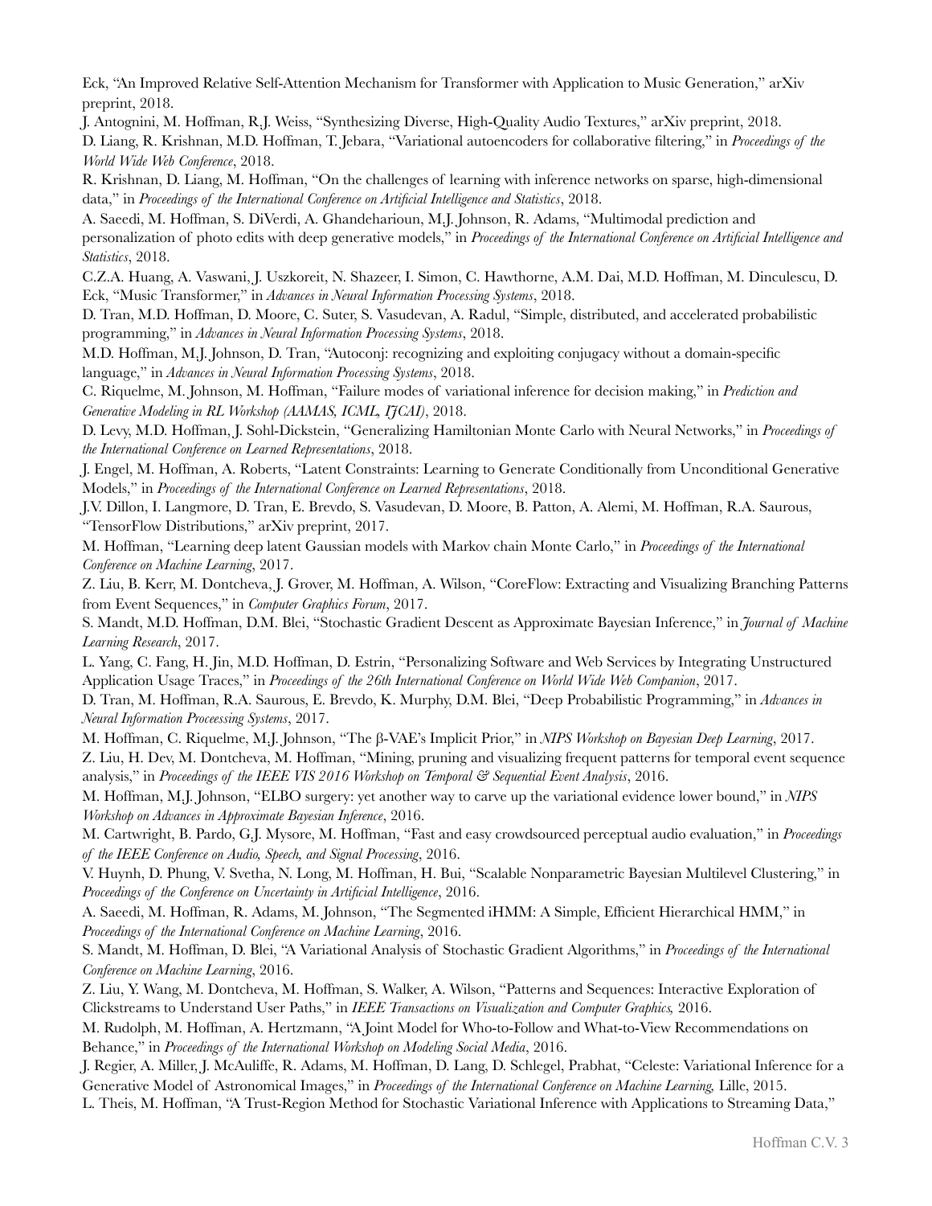Eck, "An Improved Relative Self-Attention Mechanism for Transformer with Application to Music Generation," arXiv preprint, 2018.

J. Antognini, M. Hoffman, R.J. Weiss, "Synthesizing Diverse, High-Quality Audio Textures," arXiv preprint, 2018.

D. Liang, R. Krishnan, M.D. Hoffman, T. Jebara, "Variational autoencoders for collaborative filtering," in *Proceedings of the World Wide Web Conference*, 2018.

R. Krishnan, D. Liang, M. Hoffman, "On the challenges of learning with inference networks on sparse, high-dimensional data," in *Proceedings of the International Conference on Artificial Intelligence and Statistics*, 2018.

A. Saeedi, M. Hoffman, S. DiVerdi, A. Ghandeharioun, M.J. Johnson, R. Adams, "Multimodal prediction and personalization of photo edits with deep generative models," in *Proceedings of the International Conference on Artificial Intelligence and Statistics*, 2018.

C.Z.A. Huang, A. Vaswani, J. Uszkoreit, N. Shazeer, I. Simon, C. Hawthorne, A.M. Dai, M.D. Hoffman, M. Dinculescu, D. Eck, "Music Transformer," in *Advances in Neural Information Processing Systems*, 2018.

D. Tran, M.D. Hoffman, D. Moore, C. Suter, S. Vasudevan, A. Radul, "Simple, distributed, and accelerated probabilistic programming," in *Advances in Neural Information Processing Systems*, 2018.

M.D. Hoffman, M.J. Johnson, D. Tran, "Autoconj: recognizing and exploiting conjugacy without a domain-specific language," in *Advances in Neural Information Processing Systems*, 2018.

C. Riquelme, M. Johnson, M. Hoffman, "Failure modes of variational inference for decision making," in *Prediction and Generative Modeling in RL Workshop (AAMAS, ICML, IJCAI)*, 2018.

D. Levy, M.D. Hoffman, J. Sohl-Dickstein, "Generalizing Hamiltonian Monte Carlo with Neural Networks," in *Proceedings of the International Conference on Learned Representations*, 2018.

J. Engel, M. Hoffman, A. Roberts, "Latent Constraints: Learning to Generate Conditionally from Unconditional Generative Models," in *Proceedings of the International Conference on Learned Representations*, 2018.

J.V. Dillon, I. Langmore, D. Tran, E. Brevdo, S. Vasudevan, D. Moore, B. Patton, A. Alemi, M. Hoffman, R.A. Saurous, "TensorFlow Distributions," arXiv preprint, 2017.

M. Hoffman, "Learning deep latent Gaussian models with Markov chain Monte Carlo," in *Proceedings of the International Conference on Machine Learning*, 2017.

Z. Liu, B. Kerr, M. Dontcheva, J. Grover, M. Hoffman, A. Wilson, "CoreFlow: Extracting and Visualizing Branching Patterns from Event Sequences," in *Computer Graphics Forum*, 2017.

S. Mandt, M.D. Hoffman, D.M. Blei, "Stochastic Gradient Descent as Approximate Bayesian Inference," in *Journal of Machine Learning Research*, 2017.

L. Yang, C. Fang, H. Jin, M.D. Hoffman, D. Estrin, "Personalizing Software and Web Services by Integrating Unstructured Application Usage Traces," in *Proceedings of the 26th International Conference on World Wide Web Companion*, 2017.

D. Tran, M. Hoffman, R.A. Saurous, E. Brevdo, K. Murphy, D.M. Blei, "Deep Probabilistic Programming," in *Advances in Neural Information Proceessing Systems*, 2017.

M. Hoffman, C. Riquelme, M.J. Johnson, "The β-VAE's Implicit Prior," in *NIPS Workshop on Bayesian Deep Learning*, 2017.

Z. Liu, H. Dev, M. Dontcheva, M. Hoffman, "Mining, pruning and visualizing frequent patterns for temporal event sequence analysis," in *Proceedings of the IEEE VIS 2016 Workshop on Temporal & Sequential Event Analysis*, 2016.

M. Hoffman, M.J. Johnson, "ELBO surgery: yet another way to carve up the variational evidence lower bound," in *NIPS Workshop on Advances in Approximate Bayesian Inference*, 2016.

M. Cartwright, B. Pardo, G.J. Mysore, M. Hoffman, "Fast and easy crowdsourced perceptual audio evaluation," in *Proceedings of the IEEE Conference on Audio, Speech, and Signal Processing*, 2016.

V. Huynh, D. Phung, S. Svetha, N. Long, M. Hoffman, H. Bui, "Scalable Nonparametric Bayesian Multilevel Clustering," in *Proceedings of the Conference on Uncertainty in Artificial Intelligence*, 2016.

A. Saeedi, M. Hoffman, R. Adams, M. Johnson, "The Segmented iHMM: A Simple, Efficient Hierarchical HMM," in *Proceedings of the International Conference on Machine Learning*, 2016.

S. Mandt, M. Hoffman, D. Blei, "A Variational Analysis of Stochastic Gradient Algorithms," in *Proceedings of the International Conference on Machine Learning*, 2016.

Z. Liu, Y. Wang, M. Dontcheva, M. Hoffman, S. Walker, A. Wilson, "Patterns and Sequences: Interactive Exploration of Clickstreams to Understand User Paths," in *IEEE Transactions on Visualization and Computer Graphics,* 2016.

M. Rudolph, M. Hoffman, A. Hertzmann, "A Joint Model for Who-to-Follow and What-to-View Recommendations on Behance," in *Proceedings of the International Workshop on Modeling Social Media*, 2016.

J. Regier, A. Miller, J. McAuliffe, R. Adams, M. Hoffman, D. Lang, D. Schlegel, Prabhat, "Celeste: Variational Inference for a Generative Model of Astronomical Images," in *Proceedings of the International Conference on Machine Learning,* Lille, 2015.

L. Theis, M. Hoffman, "A Trust-Region Method for Stochastic Variational Inference with Applications to Streaming Data,"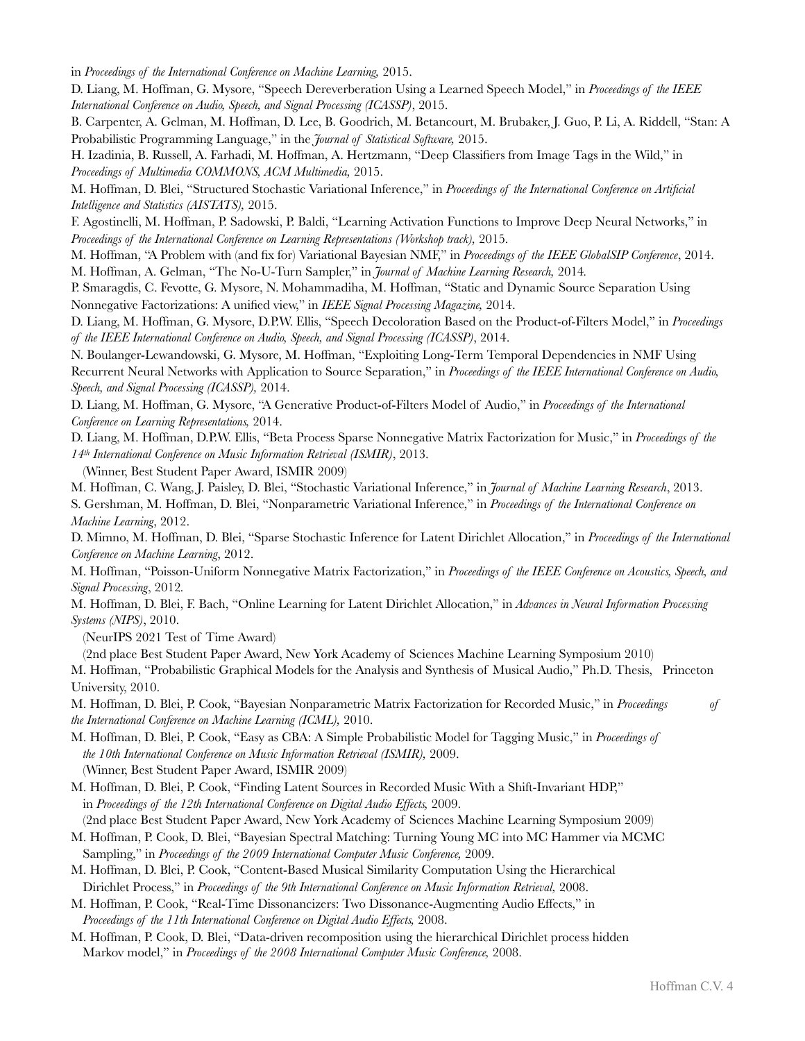in *Proceedings of the International Conference on Machine Learning,* 2015.

D. Liang, M. Hoffman, G. Mysore, "Speech Dereverberation Using a Learned Speech Model," in *Proceedings of the IEEE International Conference on Audio, Speech, and Signal Processing (ICASSP)*, 2015.

B. Carpenter, A. Gelman, M. Hoffman, D. Lee, B. Goodrich, M. Betancourt, M. Brubaker, J. Guo, P. Li, A. Riddell, "Stan: A Probabilistic Programming Language," in the *Journal of Statistical Software,* 2015.

H. Izadinia, B. Russell, A. Farhadi, M. Hoffman, A. Hertzmann, "Deep Classifiers from Image Tags in the Wild," in *Proceedings of Multimedia COMMONS, ACM Multimedia,* 2015.

M. Hoffman, D. Blei, "Structured Stochastic Variational Inference," in *Proceedings of the International Conference on Artificial Intelligence and Statistics (AISTATS),* 2015.

F. Agostinelli, M. Hoffman, P. Sadowski, P. Baldi, "Learning Activation Functions to Improve Deep Neural Networks," in *Proceedings of the International Conference on Learning Representations (Workshop track),* 2015.

M. Hoffman, "A Problem with (and fix for) Variational Bayesian NMF," in *Proceedings of the IEEE GlobalSIP Conference*, 2014.

M. Hoffman, A. Gelman, "The No-U-Turn Sampler," in *Journal of Machine Learning Research,* 2014.

P. Smaragdis, C. Fevotte, G. Mysore, N. Mohammadiha, M. Hoffman, "Static and Dynamic Source Separation Using Nonnegative Factorizations: A unified view," in *IEEE Signal Processing Magazine,* 2014.

D. Liang, M. Hoffman, G. Mysore, D.P.W. Ellis, "Speech Decoloration Based on the Product-of-Filters Model," in *Proceedings of the IEEE International Conference on Audio, Speech, and Signal Processing (ICASSP)*, 2014.

N. Boulanger-Lewandowski, G. Mysore, M. Hoffman, "Exploiting Long-Term Temporal Dependencies in NMF Using Recurrent Neural Networks with Application to Source Separation," in *Proceedings of the IEEE International Conference on Audio, Speech, and Signal Processing (ICASSP),* 2014.

D. Liang, M. Hoffman, G. Mysore, "A Generative Product-of-Filters Model of Audio," in *Proceedings of the International Conference on Learning Representations,* 2014.

D. Liang, M. Hoffman, D.P.W. Ellis, "Beta Process Sparse Nonnegative Matrix Factorization for Music," in *Proceedings of the 14th International Conference on Music Information Retrieval (ISMIR)*, 2013.
(Winner, Best Student Paper Award, ISMIR 2009)

M. Hoffman, C. Wang, J. Paisley, D. Blei, "Stochastic Variational Inference," in *Journal of Machine Learning Research*, 2013.

S. Gershman, M. Hoffman, D. Blei, "Nonparametric Variational Inference," in *Proceedings of the International Conference on Machine Learning*, 2012.

D. Mimno, M. Hoffman, D. Blei, "Sparse Stochastic Inference for Latent Dirichlet Allocation," in *Proceedings of the International Conference on Machine Learning*, 2012.

M. Hoffman, "Poisson-Uniform Nonnegative Matrix Factorization," in *Proceedings of the IEEE Conference on Acoustics, Speech, and Signal Processing*, 2012.

M. Hoffman, D. Blei, F. Bach, "Online Learning for Latent Dirichlet Allocation," in *Advances in Neural Information Processing Systems (NIPS)*, 2010.
(NeurIPS 2021 Test of Time Award)
(2nd place Best Student Paper Award, New York Academy of Sciences Machine Learning Symposium 2010)

M. Hoffman, "Probabilistic Graphical Models for the Analysis and Synthesis of Musical Audio," Ph.D. Thesis, Princeton University, 2010.

M. Hoffman, D. Blei, P. Cook, "Bayesian Nonparametric Matrix Factorization for Recorded Music," in *Proceedings of the International Conference on Machine Learning (ICML),* 2010.

M. Hoffman, D. Blei, P. Cook, "Easy as CBA: A Simple Probabilistic Model for Tagging Music," in *Proceedings of the 10th International Conference on Music Information Retrieval (ISMIR),* 2009.
(Winner, Best Student Paper Award, ISMIR 2009)

M. Hoffman, D. Blei, P. Cook, "Finding Latent Sources in Recorded Music With a Shift-Invariant HDP," in *Proceedings of the 12th International Conference on Digital Audio Effects,* 2009.
(2nd place Best Student Paper Award, New York Academy of Sciences Machine Learning Symposium 2009)

M. Hoffman, P. Cook, D. Blei, "Bayesian Spectral Matching: Turning Young MC into MC Hammer via MCMC Sampling," in *Proceedings of the 2009 International Computer Music Conference,* 2009.

M. Hoffman, D. Blei, P. Cook, "Content-Based Musical Similarity Computation Using the Hierarchical Dirichlet Process," in *Proceedings of the 9th International Conference on Music Information Retrieval,* 2008.

M. Hoffman, P. Cook, "Real-Time Dissonancizers: Two Dissonance-Augmenting Audio Effects," in *Proceedings of the 11th International Conference on Digital Audio Effects,* 2008.

M. Hoffman, P. Cook, D. Blei, "Data-driven recomposition using the hierarchical Dirichlet process hidden Markov model," in *Proceedings of the 2008 International Computer Music Conference,* 2008.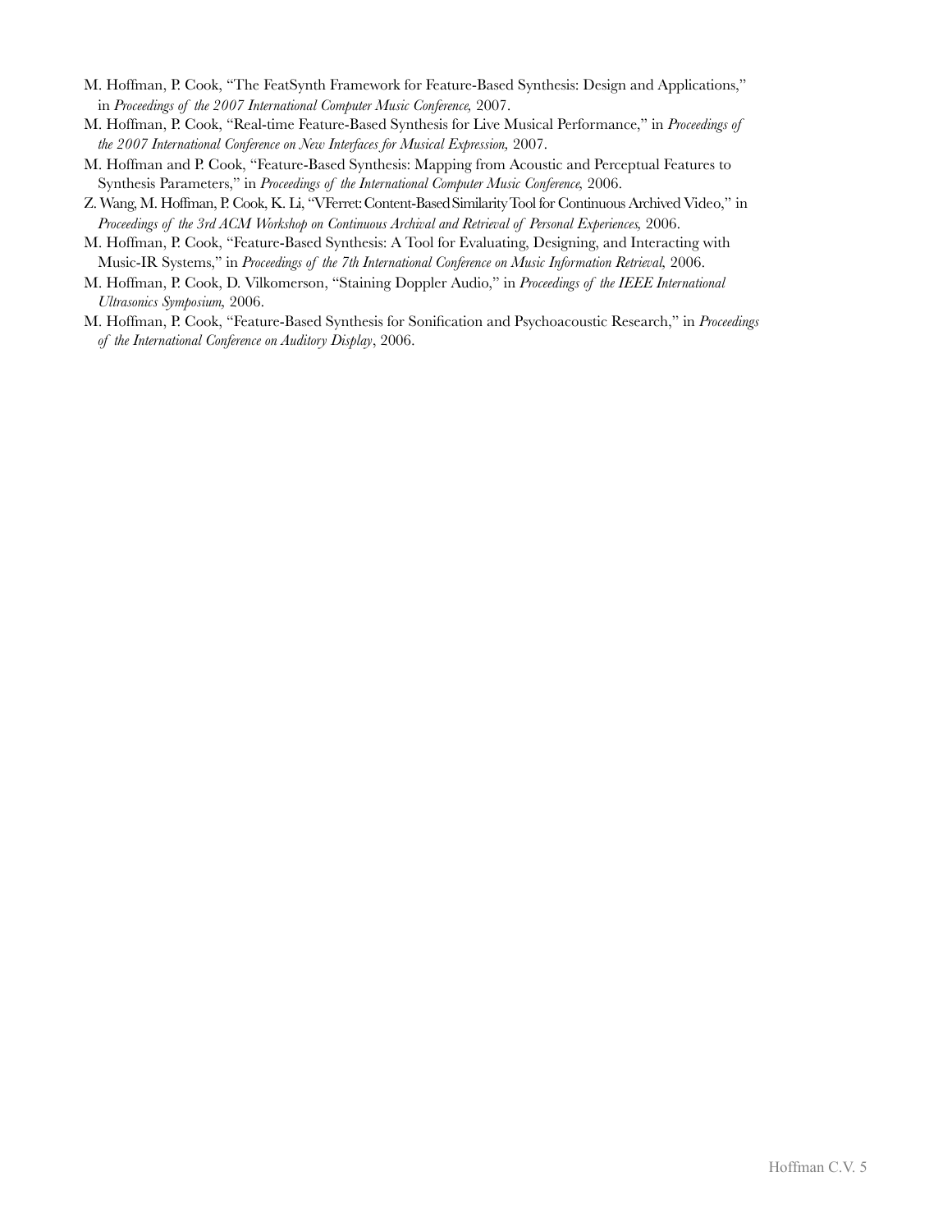M. Hoffman, P. Cook, "The FeatSynth Framework for Feature-Based Synthesis: Design and Applications," in *Proceedings of the 2007 International Computer Music Conference,* 2007.

M. Hoffman, P. Cook, "Real-time Feature-Based Synthesis for Live Musical Performance," in *Proceedings of the 2007 International Conference on New Interfaces for Musical Expression,* 2007.

M. Hoffman and P. Cook, "Feature-Based Synthesis: Mapping from Acoustic and Perceptual Features to Synthesis Parameters," in *Proceedings of the International Computer Music Conference,* 2006.

Z. Wang, M. Hoffman, P. Cook, K. Li, "VFerret: Content-Based Similarity Tool for Continuous Archived Video," in *Proceedings of the 3rd ACM Workshop on Continuous Archival and Retrieval of Personal Experiences,* 2006.

M. Hoffman, P. Cook, "Feature-Based Synthesis: A Tool for Evaluating, Designing, and Interacting with Music-IR Systems," in *Proceedings of the 7th International Conference on Music Information Retrieval,* 2006.

M. Hoffman, P. Cook, D. Vilkomerson, "Staining Doppler Audio," in *Proceedings of the IEEE International Ultrasonics Symposium,* 2006.

M. Hoffman, P. Cook, "Feature-Based Synthesis for Sonification and Psychoacoustic Research," in *Proceedings of the International Conference on Auditory Display*, 2006.